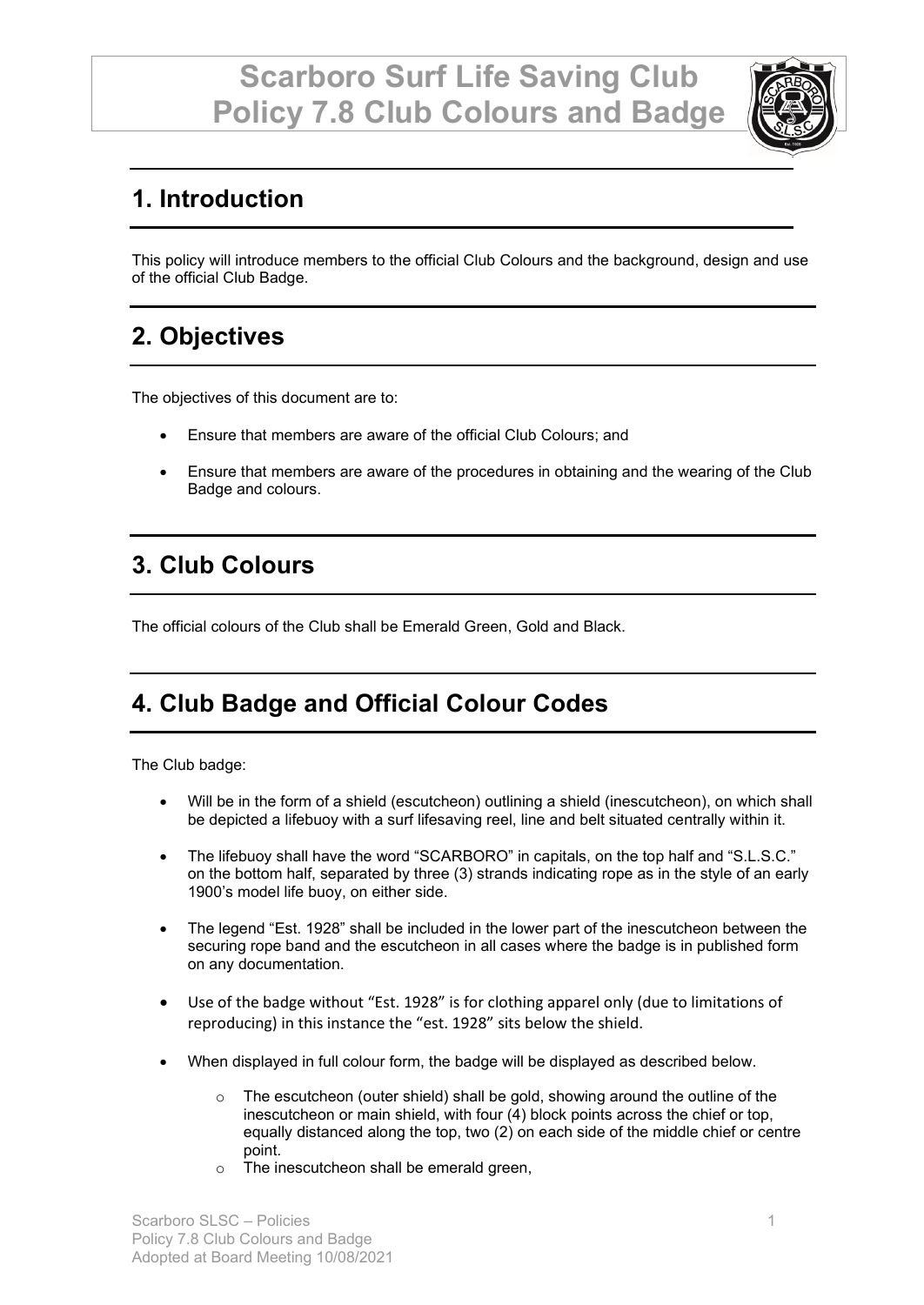# Scarboro Surf Life Saving Club
# Policy 7.8 Club Colours and Badge

## 1. Introduction

This policy will introduce members to the official Club Colours and the background, design and use of the official Club Badge.

## 2. Objectives

The objectives of this document are to:

- Ensure that members are aware of the official Club Colours; and
- Ensure that members are aware of the procedures in obtaining and the wearing of the Club Badge and colours.

## 3. Club Colours

The official colours of the Club shall be Emerald Green, Gold and Black.

## 4. Club Badge and Official Colour Codes

The Club badge:

- Will be in the form of a shield (escutcheon) outlining a shield (inescutcheon), on which shall be depicted a lifebuoy with a surf lifesaving reel, line and belt situated centrally within it.
- The lifebuoy shall have the word "SCARBORO" in capitals, on the top half and "S.L.S.C." on the bottom half, separated by three (3) strands indicating rope as in the style of an early 1900's model life buoy, on either side.
- The legend "Est. 1928" shall be included in the lower part of the inescutcheon between the securing rope band and the escutcheon in all cases where the badge is in published form on any documentation.
- Use of the badge without "Est. 1928" is for clothing apparel only (due to limitations of reproducing) in this instance the "est. 1928" sits below the shield.
- When displayed in full colour form, the badge will be displayed as described below.
    - The escutcheon (outer shield) shall be gold, showing around the outline of the inescutcheon or main shield, with four (4) block points across the chief or top, equally distanced along the top, two (2) on each side of the middle chief or centre point.
    - The inescutcheon shall be emerald green,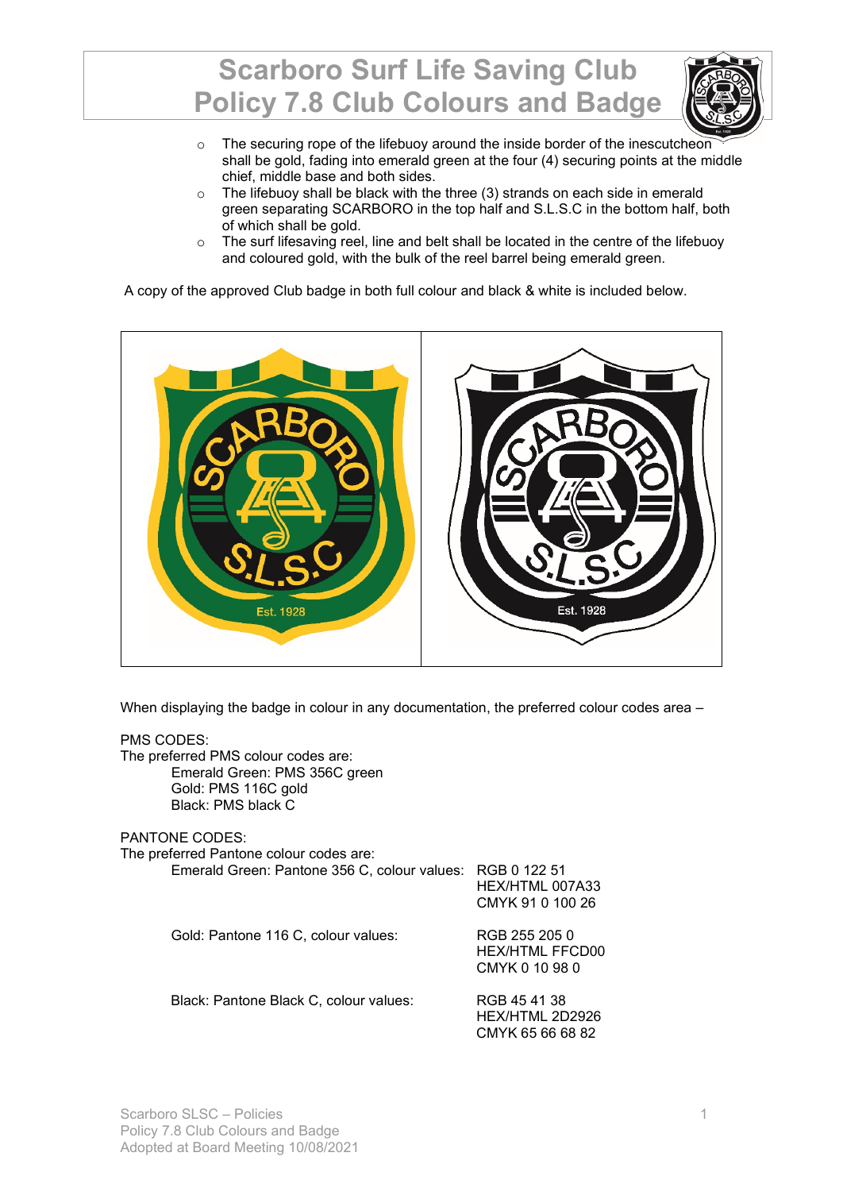- The securing rope of the lifebuoy around the inside border of the inescutcheon shall be gold, fading into emerald green at the four (4) securing points at the middle chief, middle base and both sides.
- The lifebuoy shall be black with the three (3) strands on each side in emerald green separating SCARBORO in the top half and S.L.S.C in the bottom half, both of which shall be gold.
- The surf lifesaving reel, line and belt shall be located in the centre of the lifebuoy and coloured gold, with the bulk of the reel barrel being emerald green.

A copy of the approved Club badge in both full colour and black & white is included below.

When displaying the badge in colour in any documentation, the preferred colour codes area –

PMS CODES:
The preferred PMS colour codes are:

Emerald Green: PMS 356C green
Gold: PMS 116C gold
Black: PMS black C

PANTONE CODES:
The preferred Pantone colour codes are:

| | |
|---|---|
| Emerald Green: Pantone 356 C, colour values: | RGB 0 122 51<br>HEX/HTML 007A33<br>CMYK 91 0 100 26 |
| Gold: Pantone 116 C, colour values: | RGB 255 205 0<br>HEX/HTML FFCD00<br>CMYK 0 10 98 0 |
| Black: Pantone Black C, colour values: | RGB 45 41 38<br>HEX/HTML 2D2926<br>CMYK 65 66 68 82 |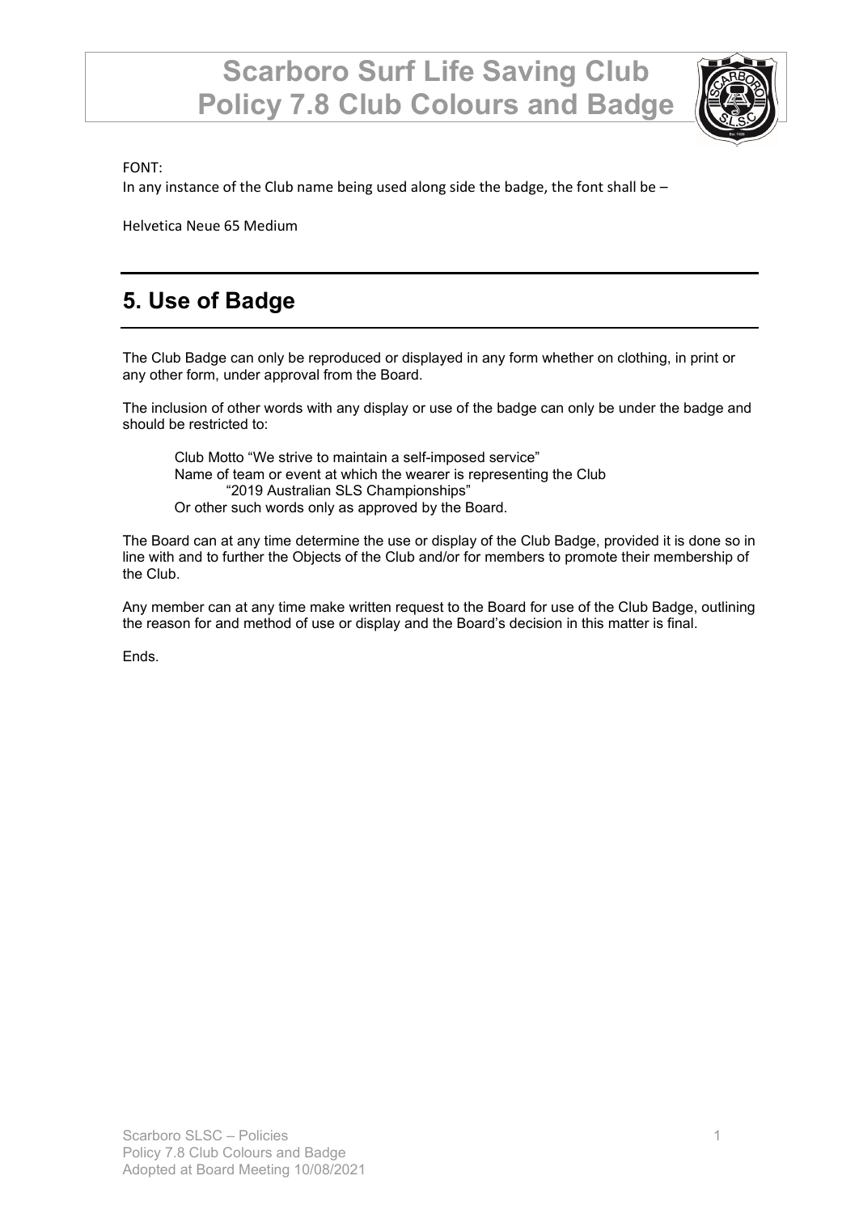FONT:
In any instance of the Club name being used along side the badge, the font shall be –

Helvetica Neue 65 Medium

## 5. Use of Badge

The Club Badge can only be reproduced or displayed in any form whether on clothing, in print or any other form, under approval from the Board.

The inclusion of other words with any display or use of the badge can only be under the badge and should be restricted to:

Club Motto "We strive to maintain a self-imposed service"
Name of team or event at which the wearer is representing the Club
"2019 Australian SLS Championships"
Or other such words only as approved by the Board.

The Board can at any time determine the use or display of the Club Badge, provided it is done so in line with and to further the Objects of the Club and/or for members to promote their membership of the Club.

Any member can at any time make written request to the Board for use of the Club Badge, outlining the reason for and method of use or display and the Board's decision in this matter is final.

Ends.